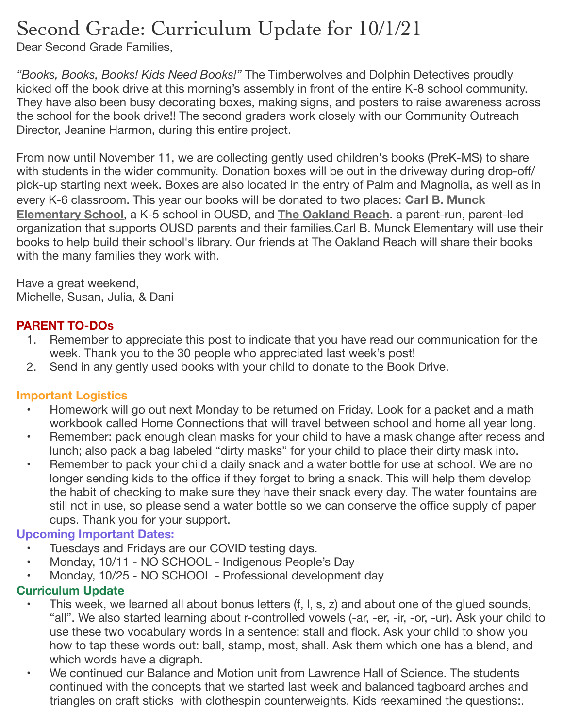# Second Grade: Curriculum Update for 10/1/21

Dear Second Grade Families,

*"Books, Books, Books! Kids Need Books!"* The Timberwolves and Dolphin Detectives proudly kicked off the book drive at this morning's assembly in front of the entire K-8 school community. They have also been busy decorating boxes, making signs, and posters to raise awareness across the school for the book drive!! The second graders work closely with our Community Outreach Director, Jeanine Harmon, during this entire project.

From now until November 11, we are collecting gently used children's books (PreK-MS) to share with students in the wider community. Donation boxes will be out in the driveway during drop-off/ pick-up starting next week. Boxes are also located in the entry of Palm and Magnolia, as well as in every K-6 classroom. This year our books will be donated to two places: **Carl B. Munck Elementary School**, a K-5 school in OUSD, and **The Oakland Reach**. a parent-run, parent-led organization that supports OUSD parents and their families.Carl B. Munck Elementary will use their books to help build their school's library. Our friends at The Oakland Reach will share their books with the many families they work with.

Have a great weekend,
Michelle, Susan, Julia, & Dani

### PARENT TO-DOs

1. Remember to appreciate this post to indicate that you have read our communication for the week. Thank you to the 30 people who appreciated last week's post!
2. Send in any gently used books with your child to donate to the Book Drive.

### Important Logistics

- Homework will go out next Monday to be returned on Friday. Look for a packet and a math workbook called Home Connections that will travel between school and home all year long.
- Remember: pack enough clean masks for your child to have a mask change after recess and lunch; also pack a bag labeled "dirty masks" for your child to place their dirty mask into.
- Remember to pack your child a daily snack and a water bottle for use at school. We are no longer sending kids to the office if they forget to bring a snack. This will help them develop the habit of checking to make sure they have their snack every day. The water fountains are still not in use, so please send a water bottle so we can conserve the office supply of paper cups. Thank you for your support.

### Upcoming Important Dates:

- Tuesdays and Fridays are our COVID testing days.
- Monday, 10/11 - NO SCHOOL - Indigenous People's Day
- Monday, 10/25 - NO SCHOOL - Professional development day

### Curriculum Update

- This week, we learned all about bonus letters (f, l, s, z) and about one of the glued sounds, "all". We also started learning about r-controlled vowels (-ar, -er, -ir, -or, -ur). Ask your child to use these two vocabulary words in a sentence: stall and flock. Ask your child to show you how to tap these words out: ball, stamp, most, shall. Ask them which one has a blend, and which words have a digraph.
- We continued our Balance and Motion unit from Lawrence Hall of Science. The students continued with the concepts that we started last week and balanced tagboard arches and triangles on craft sticks with clothespin counterweights. Kids reexamined the questions:.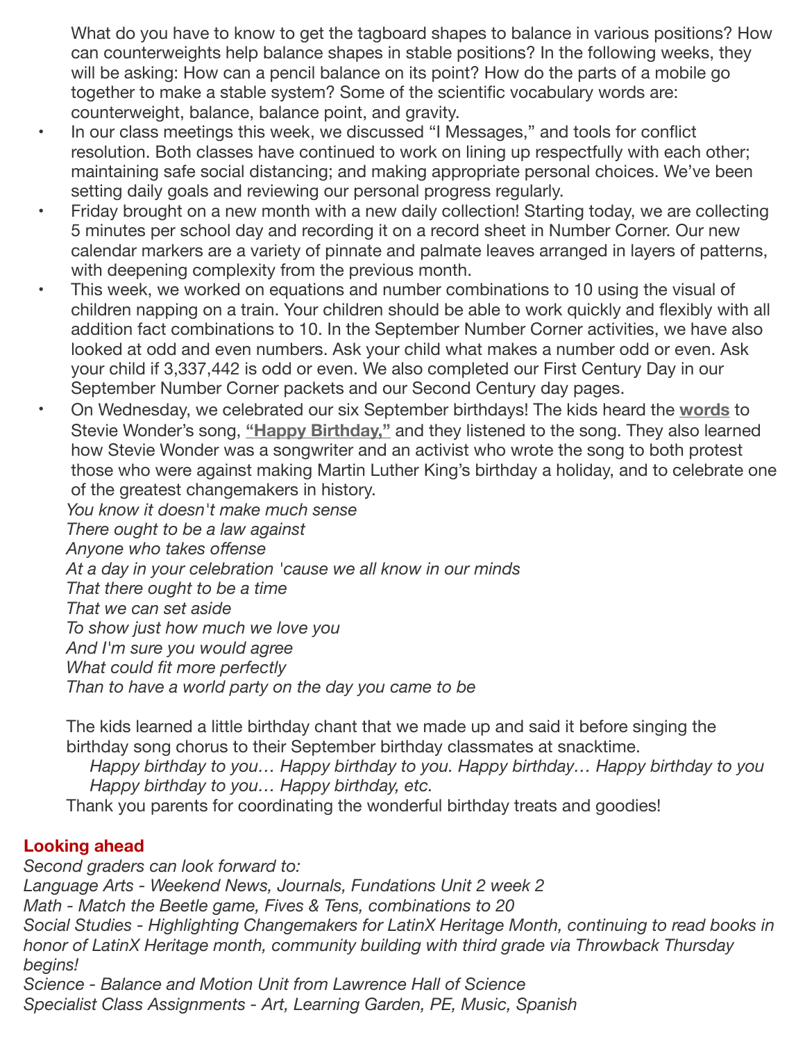What do you have to know to get the tagboard shapes to balance in various positions? How can counterweights help balance shapes in stable positions? In the following weeks, they will be asking: How can a pencil balance on its point? How do the parts of a mobile go together to make a stable system? Some of the scientific vocabulary words are: counterweight, balance, balance point, and gravity.

- In our class meetings this week, we discussed "I Messages," and tools for conflict resolution. Both classes have continued to work on lining up respectfully with each other; maintaining safe social distancing; and making appropriate personal choices. We've been setting daily goals and reviewing our personal progress regularly.
- Friday brought on a new month with a new daily collection! Starting today, we are collecting 5 minutes per school day and recording it on a record sheet in Number Corner. Our new calendar markers are a variety of pinnate and palmate leaves arranged in layers of patterns, with deepening complexity from the previous month.
- This week, we worked on equations and number combinations to 10 using the visual of children napping on a train. Your children should be able to work quickly and flexibly with all addition fact combinations to 10. In the September Number Corner activities, we have also looked at odd and even numbers. Ask your child what makes a number odd or even. Ask your child if 3,337,442 is odd or even. We also completed our First Century Day in our September Number Corner packets and our Second Century day pages.
- On Wednesday, we celebrated our six September birthdays! The kids heard the **words** to Stevie Wonder's song, **"Happy Birthday,"** and they listened to the song. They also learned how Stevie Wonder was a songwriter and an activist who wrote the song to both protest those who were against making Martin Luther King's birthday a holiday, and to celebrate one of the greatest changemakers in history.

*You know it doesn't make much sense*
*There ought to be a law against*
*Anyone who takes offense*
*At a day in your celebration 'cause we all know in our minds*
*That there ought to be a time*
*That we can set aside*
*To show just how much we love you*
*And I'm sure you would agree*
*What could fit more perfectly*
*Than to have a world party on the day you came to be*

The kids learned a little birthday chant that we made up and said it before singing the birthday song chorus to their September birthday classmates at snacktime.

*Happy birthday to you… Happy birthday to you. Happy birthday… Happy birthday to you*
*Happy birthday to you… Happy birthday, etc.*

Thank you parents for coordinating the wonderful birthday treats and goodies!

## Looking ahead

*Second graders can look forward to:*
*Language Arts - Weekend News, Journals, Fundations Unit 2 week 2*
*Math - Match the Beetle game, Fives & Tens, combinations to 20*
*Social Studies - Highlighting Changemakers for LatinX Heritage Month, continuing to read books in honor of LatinX Heritage month, community building with third grade via Throwback Thursday begins!*
*Science - Balance and Motion Unit from Lawrence Hall of Science*
*Specialist Class Assignments - Art, Learning Garden, PE, Music, Spanish*